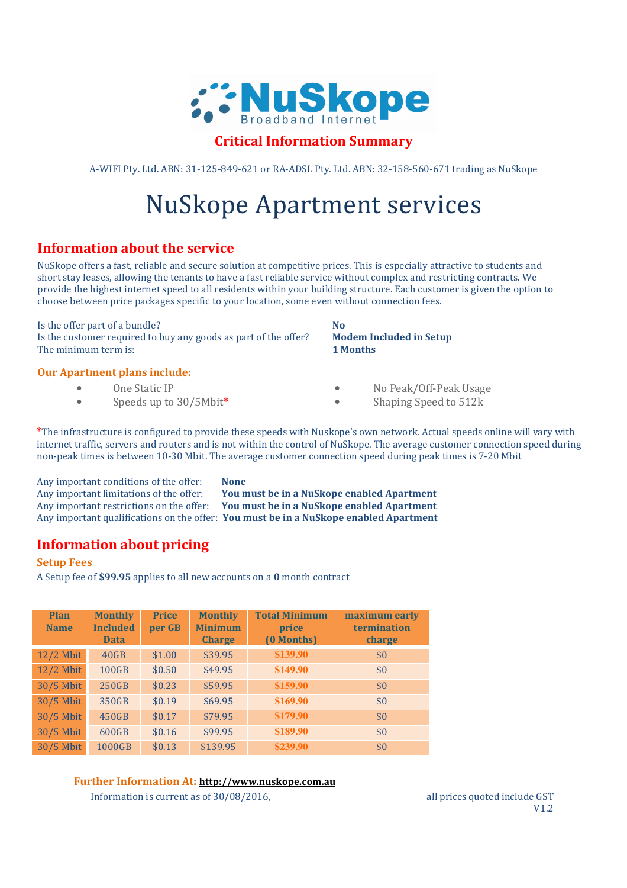# NuSkope

Broadband Internet

## Critical Information Summary

A-WIFI Pty. Ltd. ABN: 31-125-849-621 or RA-ADSL Pty. Ltd. ABN: 32-158-560-671 trading as NuSkope

# NuSkope Apartment services

## Information about the service

NuSkope offers a fast, reliable and secure solution at competitive prices. This is especially attractive to students and short stay leases, allowing the tenants to have a fast reliable service without complex and restricting contracts. We provide the highest internet speed to all residents within your building structure. Each customer is given the option to choose between price packages specific to your location, some even without connection fees.

Is the offer part of a bundle? **No**
Is the customer required to buy any goods as part of the offer? **Modem Included in Setup**
The minimum term is: **1 Months**

### Our Apartment plans include:

- One Static IP
- Speeds up to 30/5Mbit*
- No Peak/Off-Peak Usage
- Shaping Speed to 512k

*The infrastructure is configured to provide these speeds with Nuskope's own network. Actual speeds online will vary with internet traffic, servers and routers and is not within the control of NuSkope. The average customer connection speed during non-peak times is between 10-30 Mbit. The average customer connection speed during peak times is 7-20 Mbit

Any important conditions of the offer: **None**
Any important limitations of the offer: **You must be in a NuSkope enabled Apartment**
Any important restrictions on the offer: **You must be in a NuSkope enabled Apartment**
Any important qualifications on the offer: **You must be in a NuSkope enabled Apartment**

## Information about pricing

### Setup Fees

A Setup fee of **$99.95** applies to all new accounts on a **0** month contract

| Plan Name | Monthly Included Data | Price per GB | Monthly Minimum Charge | Total Minimum price (0 Months) | maximum early termination charge |
|---|---|---|---|---|---|
| 12/2 Mbit | 40GB | $1.00 | $39.95 | **$139.90** | $0 |
| 12/2 Mbit | 100GB | $0.50 | $49.95 | **$149.90** | $0 |
| 30/5 Mbit | 250GB | $0.23 | $59.95 | **$159.90** | $0 |
| 30/5 Mbit | 350GB | $0.19 | $69.95 | **$169.90** | $0 |
| 30/5 Mbit | 450GB | $0.17 | $79.95 | **$179.90** | $0 |
| 30/5 Mbit | 600GB | $0.16 | $99.95 | **$189.90** | $0 |
| 30/5 Mbit | 1000GB | $0.13 | $139.95 | **$239.90** | $0 |

**Further Information At:** **http://www.nuskope.com.au**

Information is current as of 30/08/2016, all prices quoted include GST

V1.2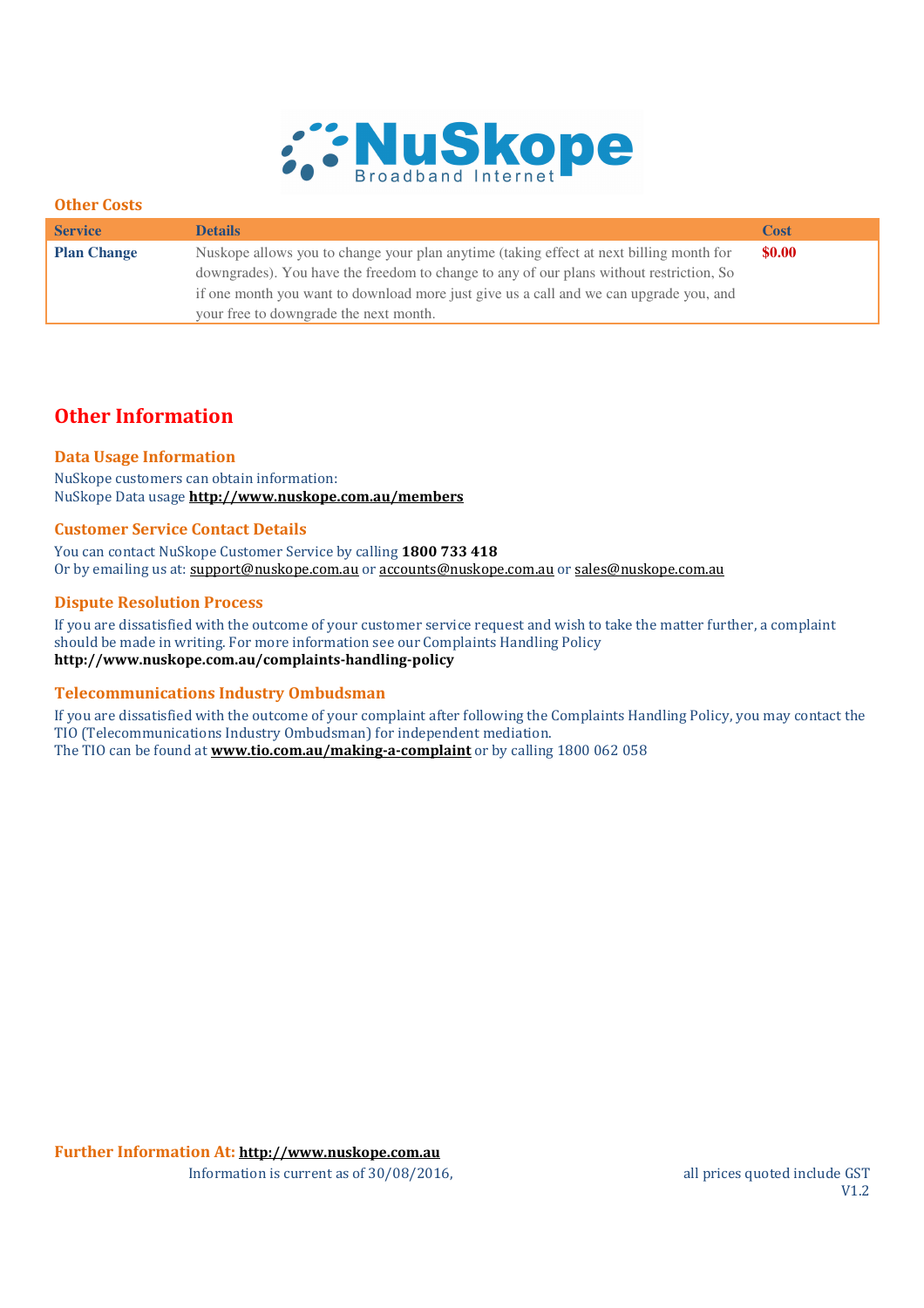NuSkope Broadband Internet

### Other Costs

| Service | Details | Cost |
|---|---|---|
| **Plan Change** | Nuskope allows you to change your plan anytime (taking effect at next billing month for downgrades). You have the freedom to change to any of our plans without restriction, So if one month you want to download more just give us a call and we can upgrade you, and your free to downgrade the next month. | **$0.00** |

## Other Information

### Data Usage Information

NuSkope customers can obtain information:
NuSkope Data usage **http://www.nuskope.com.au/members**

### Customer Service Contact Details

You can contact NuSkope Customer Service by calling **1800 733 418**
Or by emailing us at: support@nuskope.com.au or accounts@nuskope.com.au or sales@nuskope.com.au

### Dispute Resolution Process

If you are dissatisfied with the outcome of your customer service request and wish to take the matter further, a complaint should be made in writing. For more information see our Complaints Handling Policy
**http://www.nuskope.com.au/complaints-handling-policy**

### Telecommunications Industry Ombudsman

If you are dissatisfied with the outcome of your complaint after following the Complaints Handling Policy, you may contact the TIO (Telecommunications Industry Ombudsman) for independent mediation.
The TIO can be found at **www.tio.com.au/making-a-complaint** or by calling 1800 062 058

**Further Information At: http://www.nuskope.com.au**

Information is current as of 30/08/2016, all prices quoted include GST

V1.2